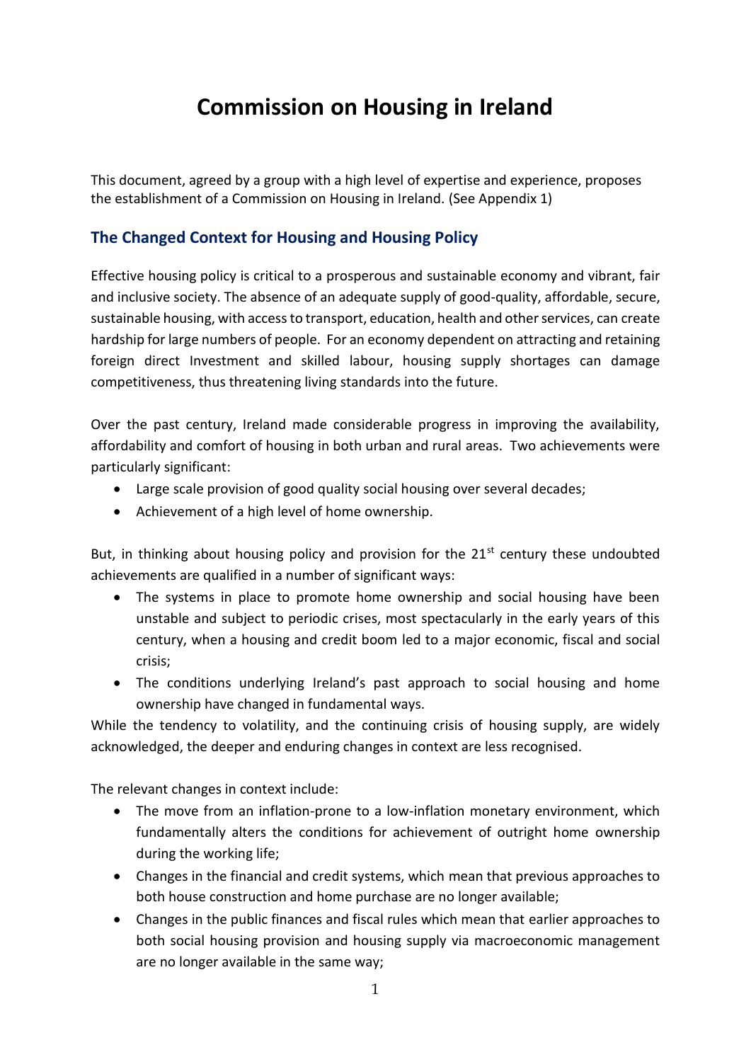# Commission on Housing in Ireland

This document, agreed by a group with a high level of expertise and experience, proposes the establishment of a Commission on Housing in Ireland. (See Appendix 1)

## The Changed Context for Housing and Housing Policy

Effective housing policy is critical to a prosperous and sustainable economy and vibrant, fair and inclusive society. The absence of an adequate supply of good-quality, affordable, secure, sustainable housing, with access to transport, education, health and other services, can create hardship for large numbers of people. For an economy dependent on attracting and retaining foreign direct Investment and skilled labour, housing supply shortages can damage competitiveness, thus threatening living standards into the future.

Over the past century, Ireland made considerable progress in improving the availability, affordability and comfort of housing in both urban and rural areas. Two achievements were particularly significant:

- Large scale provision of good quality social housing over several decades;
- Achievement of a high level of home ownership.

But, in thinking about housing policy and provision for the 21st century these undoubted achievements are qualified in a number of significant ways:

- The systems in place to promote home ownership and social housing have been unstable and subject to periodic crises, most spectacularly in the early years of this century, when a housing and credit boom led to a major economic, fiscal and social crisis;
- The conditions underlying Ireland's past approach to social housing and home ownership have changed in fundamental ways.

While the tendency to volatility, and the continuing crisis of housing supply, are widely acknowledged, the deeper and enduring changes in context are less recognised.

The relevant changes in context include:

- The move from an inflation-prone to a low-inflation monetary environment, which fundamentally alters the conditions for achievement of outright home ownership during the working life;
- Changes in the financial and credit systems, which mean that previous approaches to both house construction and home purchase are no longer available;
- Changes in the public finances and fiscal rules which mean that earlier approaches to both social housing provision and housing supply via macroeconomic management are no longer available in the same way;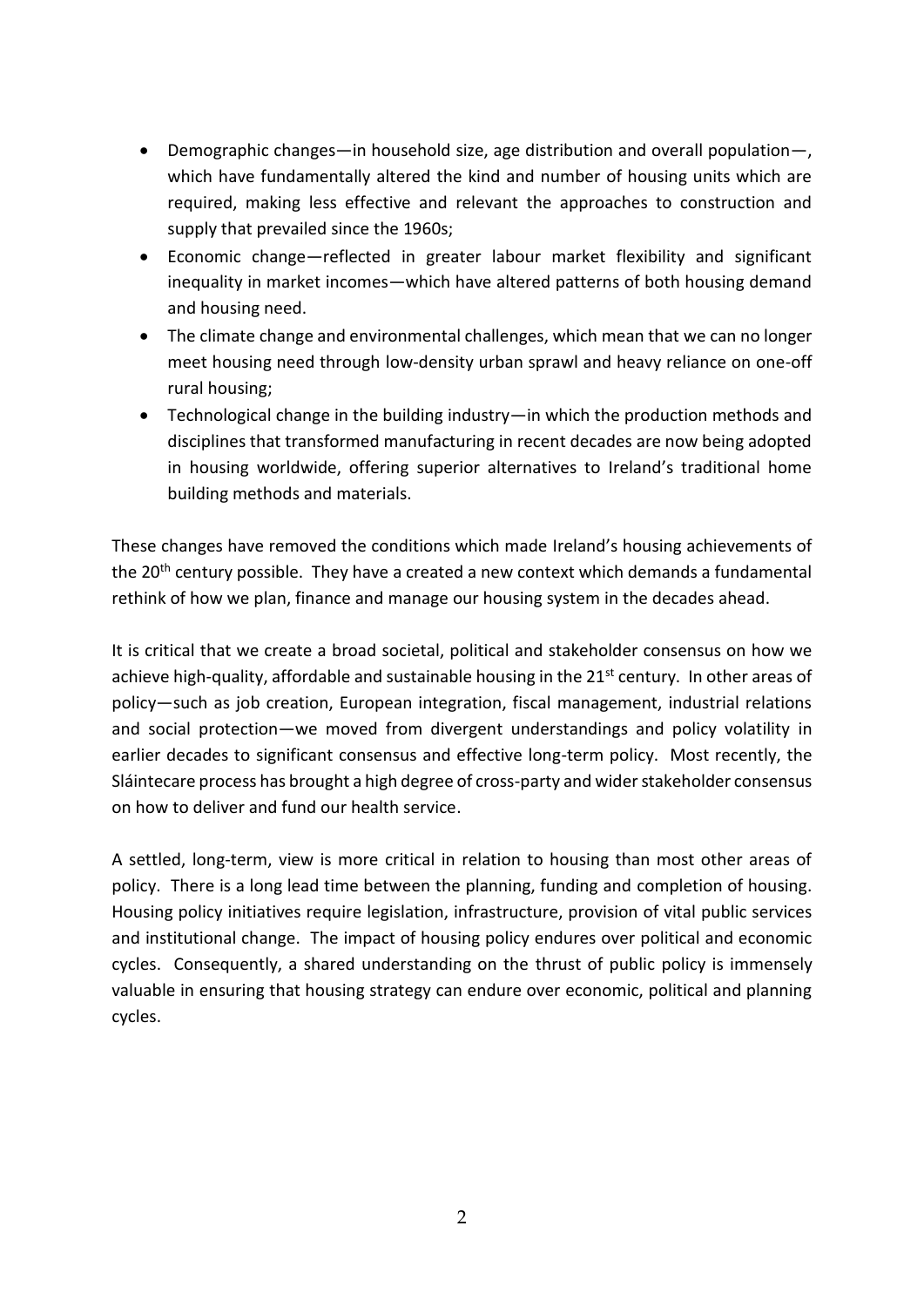- Demographic changes—in household size, age distribution and overall population—, which have fundamentally altered the kind and number of housing units which are required, making less effective and relevant the approaches to construction and supply that prevailed since the 1960s;
- Economic change—reflected in greater labour market flexibility and significant inequality in market incomes—which have altered patterns of both housing demand and housing need.
- The climate change and environmental challenges, which mean that we can no longer meet housing need through low-density urban sprawl and heavy reliance on one-off rural housing;
- Technological change in the building industry—in which the production methods and disciplines that transformed manufacturing in recent decades are now being adopted in housing worldwide, offering superior alternatives to Ireland's traditional home building methods and materials.

These changes have removed the conditions which made Ireland's housing achievements of the 20th century possible. They have a created a new context which demands a fundamental rethink of how we plan, finance and manage our housing system in the decades ahead.

It is critical that we create a broad societal, political and stakeholder consensus on how we achieve high-quality, affordable and sustainable housing in the 21st century. In other areas of policy—such as job creation, European integration, fiscal management, industrial relations and social protection—we moved from divergent understandings and policy volatility in earlier decades to significant consensus and effective long-term policy. Most recently, the Sláintecare process has brought a high degree of cross-party and wider stakeholder consensus on how to deliver and fund our health service.

A settled, long-term, view is more critical in relation to housing than most other areas of policy. There is a long lead time between the planning, funding and completion of housing. Housing policy initiatives require legislation, infrastructure, provision of vital public services and institutional change. The impact of housing policy endures over political and economic cycles. Consequently, a shared understanding on the thrust of public policy is immensely valuable in ensuring that housing strategy can endure over economic, political and planning cycles.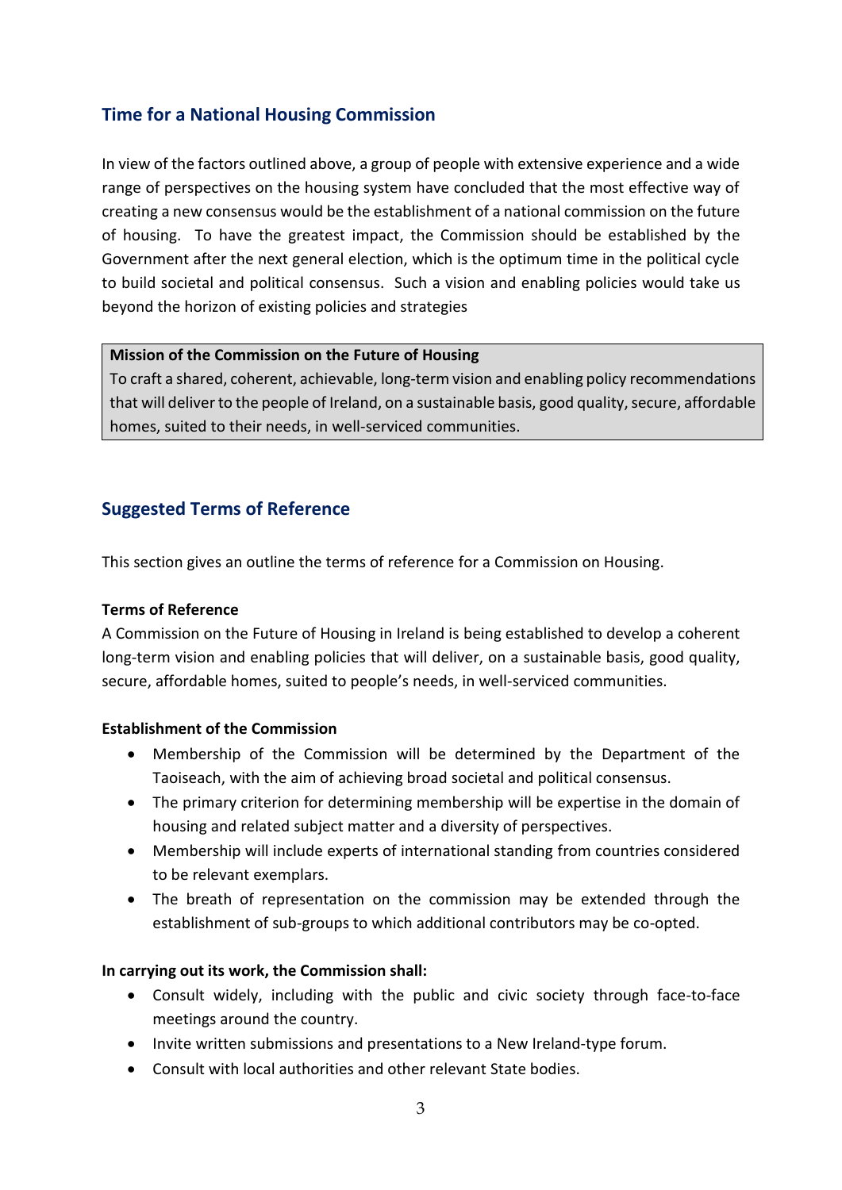## Time for a National Housing Commission

In view of the factors outlined above, a group of people with extensive experience and a wide range of perspectives on the housing system have concluded that the most effective way of creating a new consensus would be the establishment of a national commission on the future of housing. To have the greatest impact, the Commission should be established by the Government after the next general election, which is the optimum time in the political cycle to build societal and political consensus. Such a vision and enabling policies would take us beyond the horizon of existing policies and strategies

> **Mission of the Commission on the Future of Housing**
> To craft a shared, coherent, achievable, long-term vision and enabling policy recommendations that will deliver to the people of Ireland, on a sustainable basis, good quality, secure, affordable homes, suited to their needs, in well-serviced communities.

## Suggested Terms of Reference

This section gives an outline the terms of reference for a Commission on Housing.

**Terms of Reference**

A Commission on the Future of Housing in Ireland is being established to develop a coherent long-term vision and enabling policies that will deliver, on a sustainable basis, good quality, secure, affordable homes, suited to people's needs, in well-serviced communities.

**Establishment of the Commission**

- Membership of the Commission will be determined by the Department of the Taoiseach, with the aim of achieving broad societal and political consensus.
- The primary criterion for determining membership will be expertise in the domain of housing and related subject matter and a diversity of perspectives.
- Membership will include experts of international standing from countries considered to be relevant exemplars.
- The breath of representation on the commission may be extended through the establishment of sub-groups to which additional contributors may be co-opted.

**In carrying out its work, the Commission shall:**

- Consult widely, including with the public and civic society through face-to-face meetings around the country.
- Invite written submissions and presentations to a New Ireland-type forum.
- Consult with local authorities and other relevant State bodies.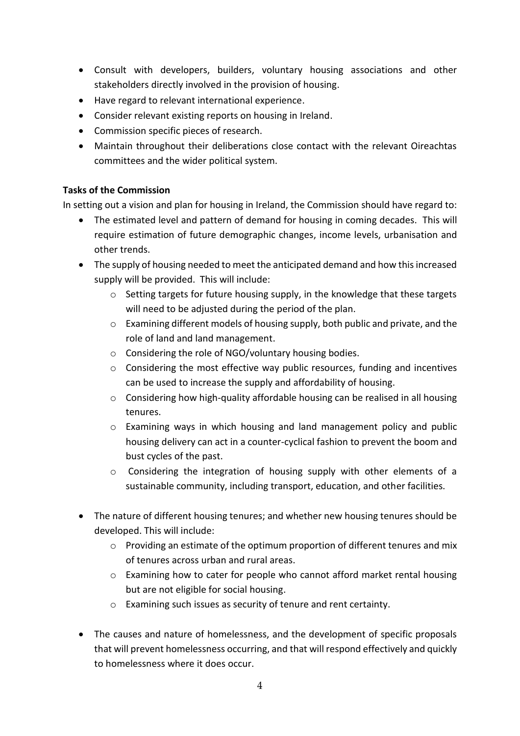- Consult with developers, builders, voluntary housing associations and other stakeholders directly involved in the provision of housing.
- Have regard to relevant international experience.
- Consider relevant existing reports on housing in Ireland.
- Commission specific pieces of research.
- Maintain throughout their deliberations close contact with the relevant Oireachtas committees and the wider political system.

**Tasks of the Commission**

In setting out a vision and plan for housing in Ireland, the Commission should have regard to:

- The estimated level and pattern of demand for housing in coming decades. This will require estimation of future demographic changes, income levels, urbanisation and other trends.
- The supply of housing needed to meet the anticipated demand and how this increased supply will be provided. This will include:
  - Setting targets for future housing supply, in the knowledge that these targets will need to be adjusted during the period of the plan.
  - Examining different models of housing supply, both public and private, and the role of land and land management.
  - Considering the role of NGO/voluntary housing bodies.
  - Considering the most effective way public resources, funding and incentives can be used to increase the supply and affordability of housing.
  - Considering how high-quality affordable housing can be realised in all housing tenures.
  - Examining ways in which housing and land management policy and public housing delivery can act in a counter-cyclical fashion to prevent the boom and bust cycles of the past.
  - Considering the integration of housing supply with other elements of a sustainable community, including transport, education, and other facilities.

- The nature of different housing tenures; and whether new housing tenures should be developed. This will include:
  - Providing an estimate of the optimum proportion of different tenures and mix of tenures across urban and rural areas.
  - Examining how to cater for people who cannot afford market rental housing but are not eligible for social housing.
  - Examining such issues as security of tenure and rent certainty.

- The causes and nature of homelessness, and the development of specific proposals that will prevent homelessness occurring, and that will respond effectively and quickly to homelessness where it does occur.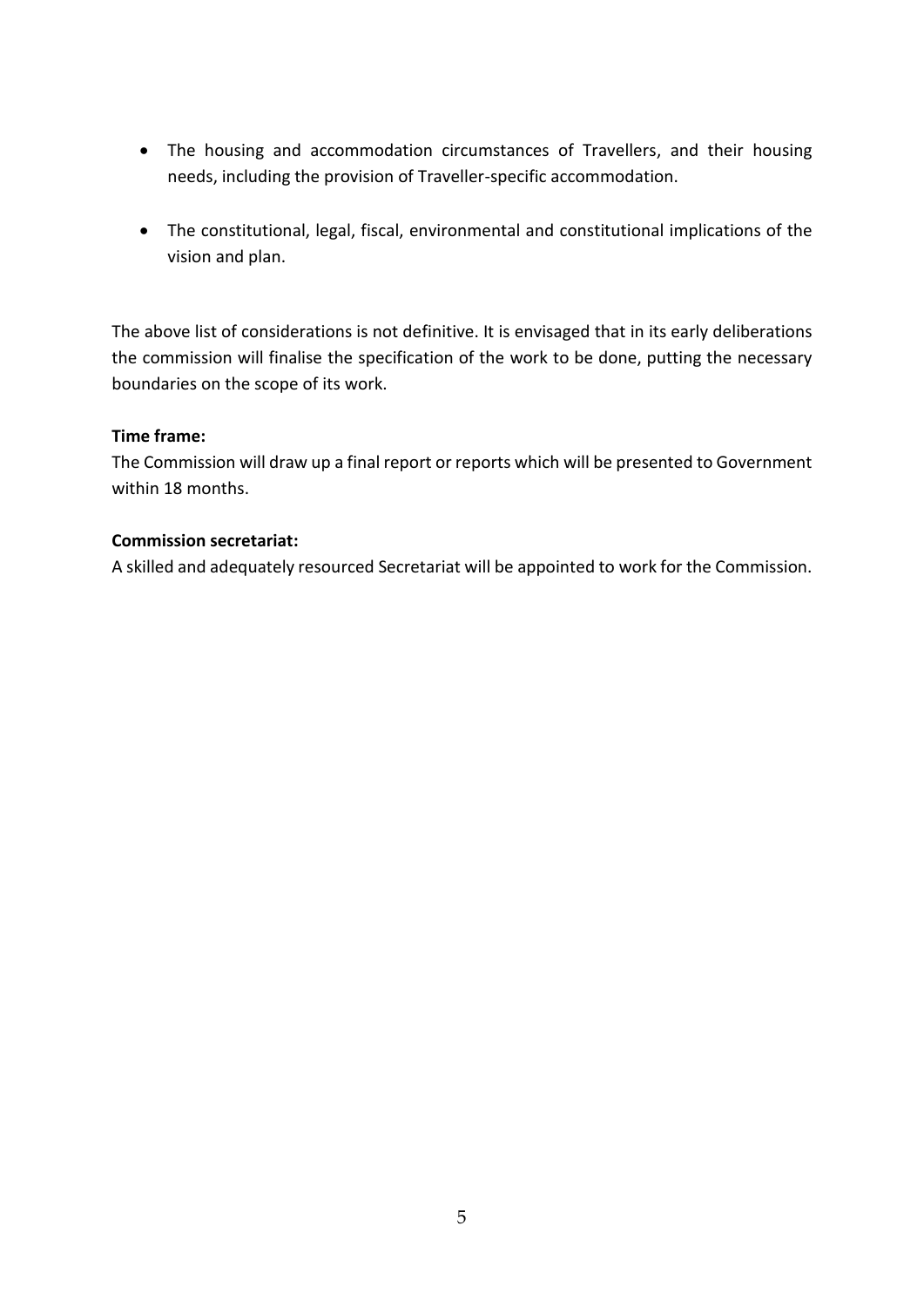- The housing and accommodation circumstances of Travellers, and their housing needs, including the provision of Traveller-specific accommodation.
- The constitutional, legal, fiscal, environmental and constitutional implications of the vision and plan.

The above list of considerations is not definitive. It is envisaged that in its early deliberations the commission will finalise the specification of the work to be done, putting the necessary boundaries on the scope of its work.

**Time frame:**
The Commission will draw up a final report or reports which will be presented to Government within 18 months.

**Commission secretariat:**
A skilled and adequately resourced Secretariat will be appointed to work for the Commission.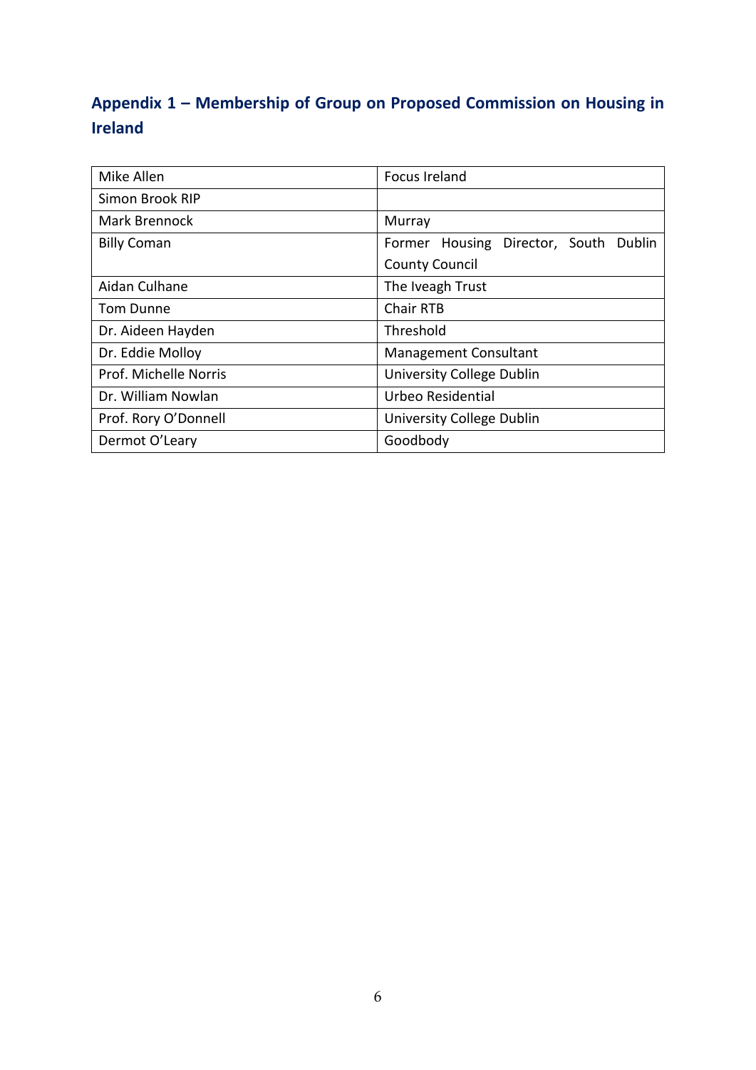## Appendix 1 – Membership of Group on Proposed Commission on Housing in Ireland

| | |
|---|---|
| Mike Allen | Focus Ireland |
| Simon Brook RIP | |
| Mark Brennock | Murray |
| Billy Coman | Former Housing Director, South Dublin County Council |
| Aidan Culhane | The Iveagh Trust |
| Tom Dunne | Chair RTB |
| Dr. Aideen Hayden | Threshold |
| Dr. Eddie Molloy | Management Consultant |
| Prof. Michelle Norris | University College Dublin |
| Dr. William Nowlan | Urbeo Residential |
| Prof. Rory O'Donnell | University College Dublin |
| Dermot O'Leary | Goodbody |